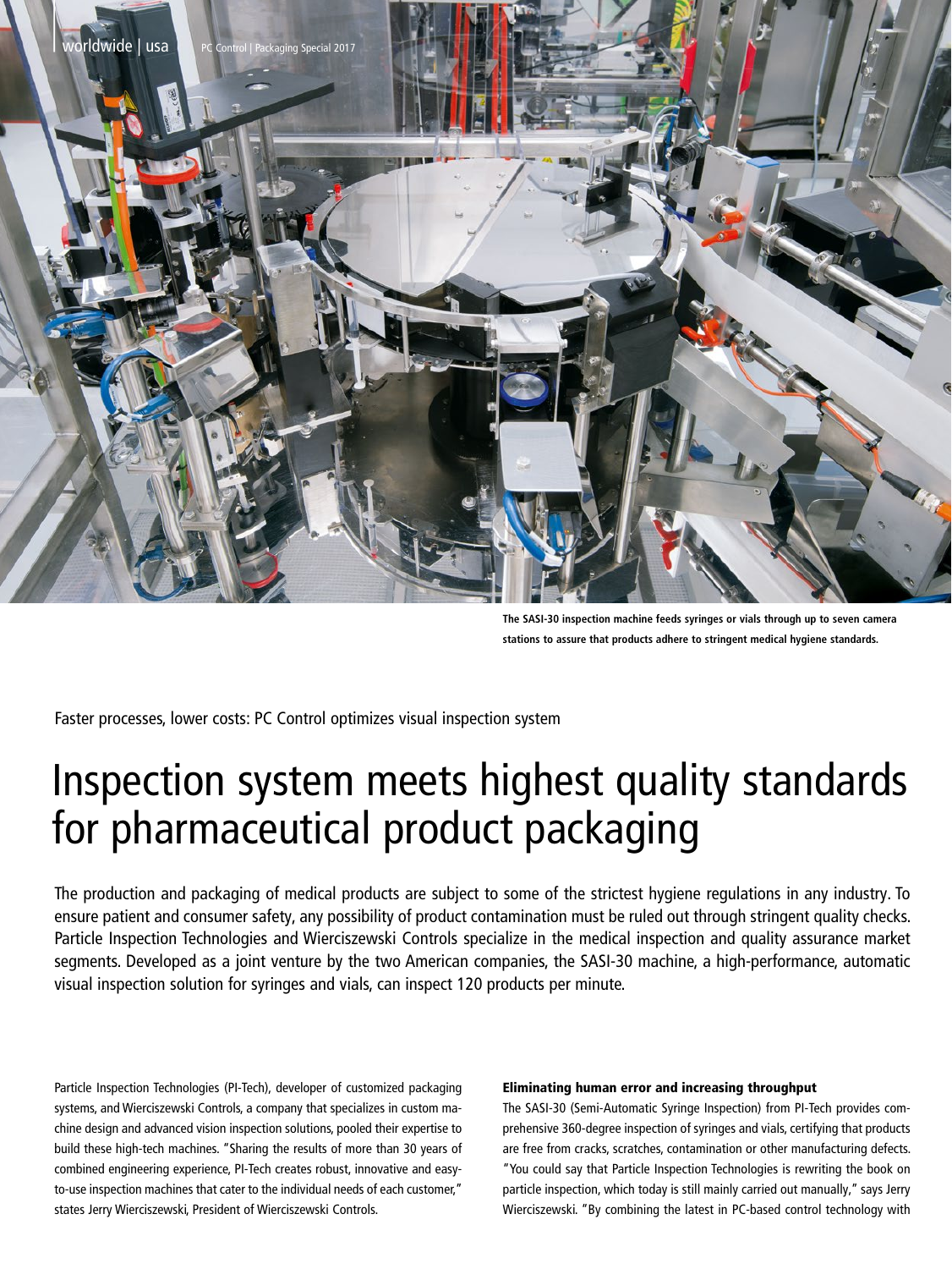The SASI-30 inspection machine feeds syringes or vials through up to seven camera stations to assure that products adhere to stringent medical hygiene standards.

Faster processes, lower costs: PC Control optimizes visual inspection system

# Inspection system meets highest quality standards for pharmaceutical product packaging

The production and packaging of medical products are subject to some of the strictest hygiene regulations in any industry. To ensure patient and consumer safety, any possibility of product contamination must be ruled out through stringent quality checks. Particle Inspection Technologies and Wierciszewski Controls specialize in the medical inspection and quality assurance market segments. Developed as a joint venture by the two American companies, the SASI-30 machine, a high-performance, automatic visual inspection solution for syringes and vials, can inspect 120 products per minute.

Particle Inspection Technologies (PI-Tech), developer of customized packaging systems, and Wierciszewski Controls, a company that specializes in custom machine design and advanced vision inspection solutions, pooled their expertise to build these high-tech machines. "Sharing the results of more than 30 years of combined engineering experience, PI-Tech creates robust, innovative and easy-to-use inspection machines that cater to the individual needs of each customer," states Jerry Wierciszewski, President of Wierciszewski Controls.

### Eliminating human error and increasing throughput

The SASI-30 (Semi-Automatic Syringe Inspection) from PI-Tech provides comprehensive 360-degree inspection of syringes and vials, certifying that products are free from cracks, scratches, contamination or other manufacturing defects. "You could say that Particle Inspection Technologies is rewriting the book on particle inspection, which today is still mainly carried out manually," says Jerry Wierciszewski. "By combining the latest in PC-based control technology with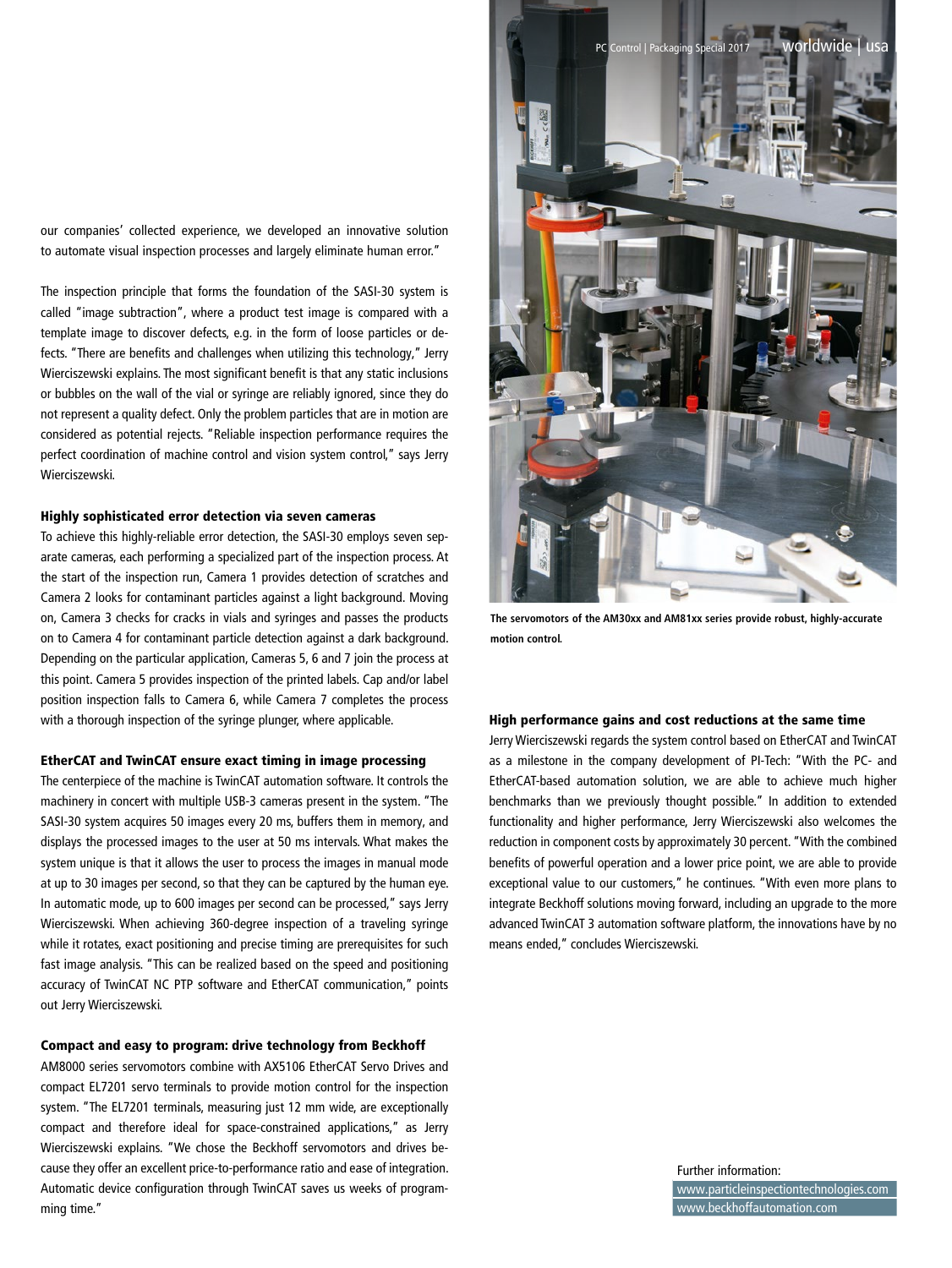our companies' collected experience, we developed an innovative solution to automate visual inspection processes and largely eliminate human error."

The inspection principle that forms the foundation of the SASI-30 system is called "image subtraction", where a product test image is compared with a template image to discover defects, e.g. in the form of loose particles or defects. "There are benefits and challenges when utilizing this technology," Jerry Wierciszewski explains. The most significant benefit is that any static inclusions or bubbles on the wall of the vial or syringe are reliably ignored, since they do not represent a quality defect. Only the problem particles that are in motion are considered as potential rejects. "Reliable inspection performance requires the perfect coordination of machine control and vision system control," says Jerry Wierciszewski.

### Highly sophisticated error detection via seven cameras

To achieve this highly-reliable error detection, the SASI-30 employs seven separate cameras, each performing a specialized part of the inspection process. At the start of the inspection run, Camera 1 provides detection of scratches and Camera 2 looks for contaminant particles against a light background. Moving on, Camera 3 checks for cracks in vials and syringes and passes the products on to Camera 4 for contaminant particle detection against a dark background. Depending on the particular application, Cameras 5, 6 and 7 join the process at this point. Camera 5 provides inspection of the printed labels. Cap and/or label position inspection falls to Camera 6, while Camera 7 completes the process with a thorough inspection of the syringe plunger, where applicable.

### EtherCAT and TwinCAT ensure exact timing in image processing

The centerpiece of the machine is TwinCAT automation software. It controls the machinery in concert with multiple USB-3 cameras present in the system. "The SASI-30 system acquires 50 images every 20 ms, buffers them in memory, and displays the processed images to the user at 50 ms intervals. What makes the system unique is that it allows the user to process the images in manual mode at up to 30 images per second, so that they can be captured by the human eye. In automatic mode, up to 600 images per second can be processed," says Jerry Wierciszewski. When achieving 360-degree inspection of a traveling syringe while it rotates, exact positioning and precise timing are prerequisites for such fast image analysis. "This can be realized based on the speed and positioning accuracy of TwinCAT NC PTP software and EtherCAT communication," points out Jerry Wierciszewski.

### Compact and easy to program: drive technology from Beckhoff

AM8000 series servomotors combine with AX5106 EtherCAT Servo Drives and compact EL7201 servo terminals to provide motion control for the inspection system. "The EL7201 terminals, measuring just 12 mm wide, are exceptionally compact and therefore ideal for space-constrained applications," as Jerry Wierciszewski explains. "We chose the Beckhoff servomotors and drives because they offer an excellent price-to-performance ratio and ease of integration. Automatic device configuration through TwinCAT saves us weeks of programming time."

**The servomotors of the AM30xx and AM81xx series provide robust, highly-accurate motion control.**

### High performance gains and cost reductions at the same time

Jerry Wierciszewski regards the system control based on EtherCAT and TwinCAT as a milestone in the company development of PI-Tech: "With the PC- and EtherCAT-based automation solution, we are able to achieve much higher benchmarks than we previously thought possible." In addition to extended functionality and higher performance, Jerry Wierciszewski also welcomes the reduction in component costs by approximately 30 percent. "With the combined benefits of powerful operation and a lower price point, we are able to provide exceptional value to our customers," he continues. "With even more plans to integrate Beckhoff solutions moving forward, including an upgrade to the more advanced TwinCAT 3 automation software platform, the innovations have by no means ended," concludes Wierciszewski.

Further information:
www.particleinspectiontechnologies.com
www.beckhoffautomation.com